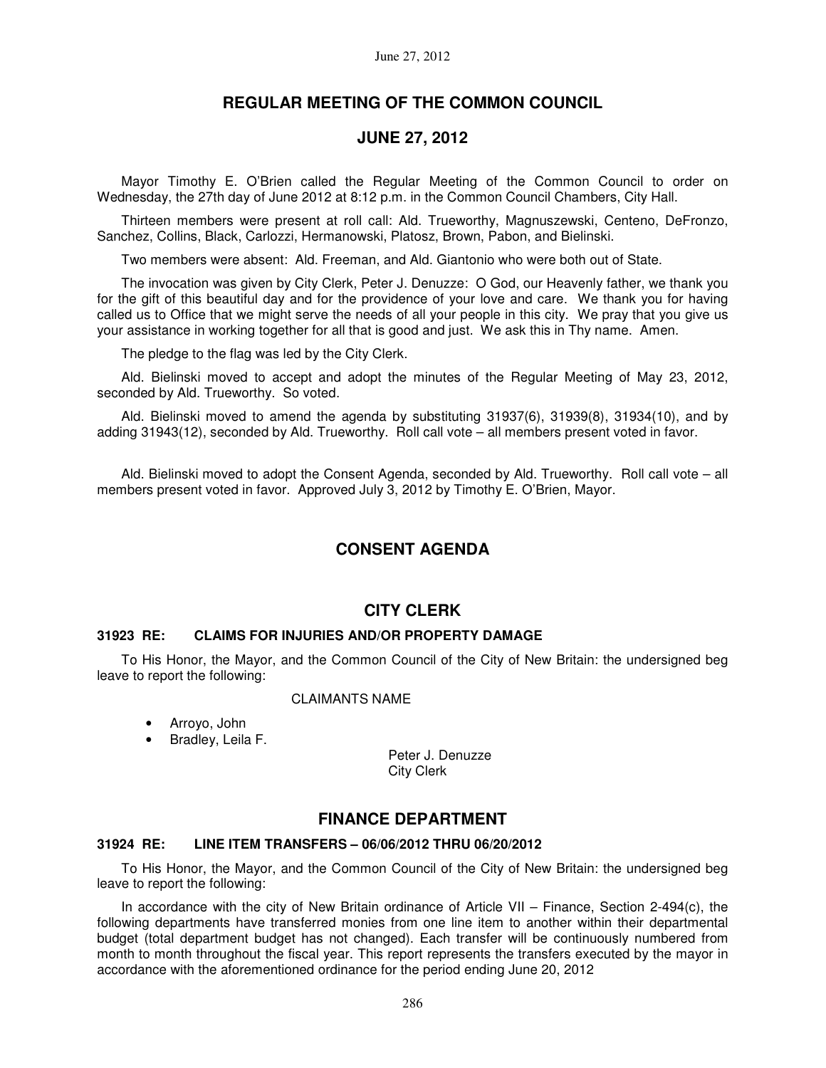# REGULAR MEETING OF THE COMMON COUNCIL

## JUNE 27, 2012

Mayor Timothy E. O'Brien called the Regular Meeting of the Common Council to order on Wednesday, the 27th day of June 2012 at 8:12 p.m. in the Common Council Chambers, City Hall.

Thirteen members were present at roll call: Ald. Trueworthy, Magnuszewski, Centeno, DeFronzo, Sanchez, Collins, Black, Carlozzi, Hermanowski, Platosz, Brown, Pabon, and Bielinski.

Two members were absent: Ald. Freeman, and Ald. Giantonio who were both out of State.

The invocation was given by City Clerk, Peter J. Denuzze: O God, our Heavenly father, we thank you for the gift of this beautiful day and for the providence of your love and care. We thank you for having called us to Office that we might serve the needs of all your people in this city. We pray that you give us your assistance in working together for all that is good and just. We ask this in Thy name. Amen.

The pledge to the flag was led by the City Clerk.

Ald. Bielinski moved to accept and adopt the minutes of the Regular Meeting of May 23, 2012, seconded by Ald. Trueworthy. So voted.

Ald. Bielinski moved to amend the agenda by substituting 31937(6), 31939(8), 31934(10), and by adding 31943(12), seconded by Ald. Trueworthy. Roll call vote – all members present voted in favor.

Ald. Bielinski moved to adopt the Consent Agenda, seconded by Ald. Trueworthy. Roll call vote – all members present voted in favor. Approved July 3, 2012 by Timothy E. O'Brien, Mayor.

## CONSENT AGENDA

## CITY CLERK

### 31923 RE: CLAIMS FOR INJURIES AND/OR PROPERTY DAMAGE

To His Honor, the Mayor, and the Common Council of the City of New Britain: the undersigned beg leave to report the following:

CLAIMANTS NAME

- Arroyo, John
- Bradley, Leila F.

Peter J. Denuzze
City Clerk

## FINANCE DEPARTMENT

### 31924 RE: LINE ITEM TRANSFERS – 06/06/2012 THRU 06/20/2012

To His Honor, the Mayor, and the Common Council of the City of New Britain: the undersigned beg leave to report the following:

In accordance with the city of New Britain ordinance of Article VII – Finance, Section 2-494(c), the following departments have transferred monies from one line item to another within their departmental budget (total department budget has not changed). Each transfer will be continuously numbered from month to month throughout the fiscal year. This report represents the transfers executed by the mayor in accordance with the aforementioned ordinance for the period ending June 20, 2012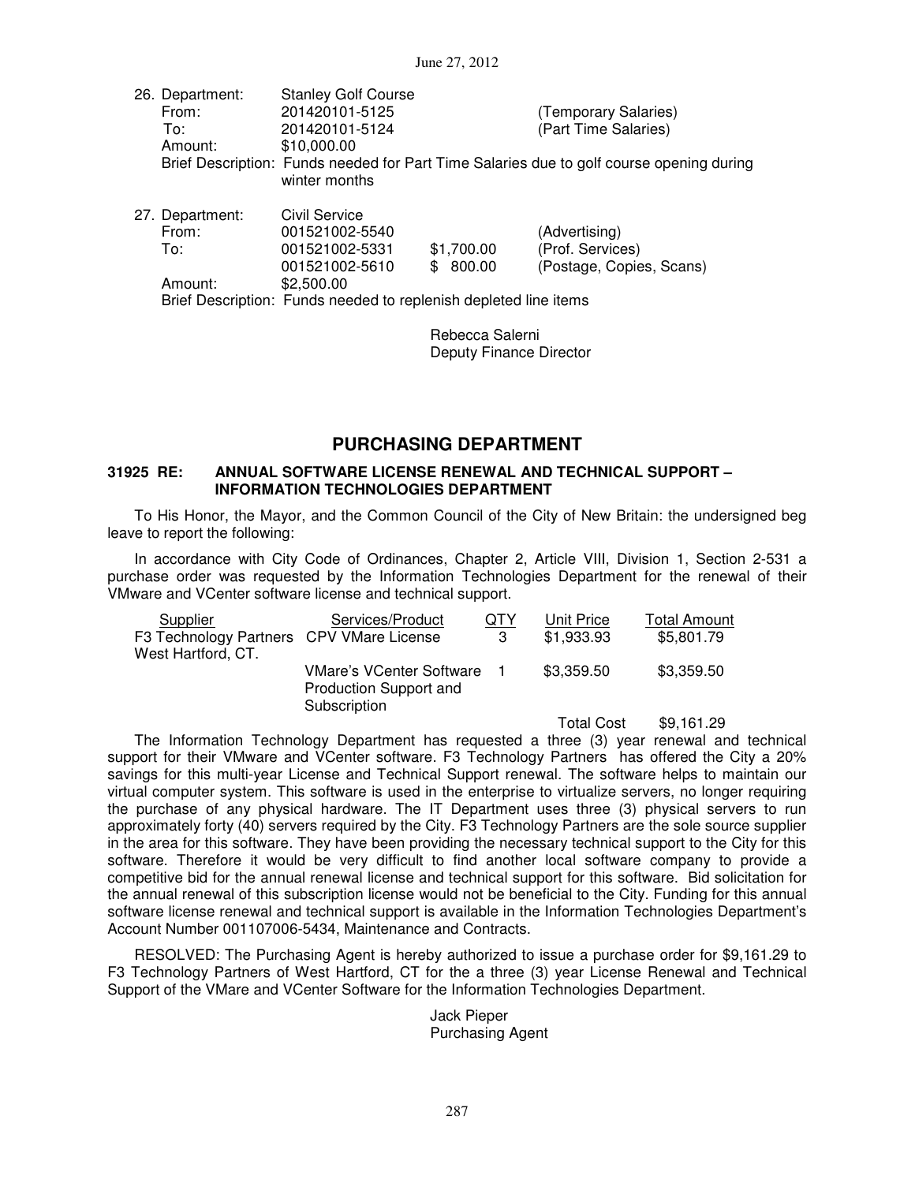26. Department: Stanley Golf Course
    From: 201420101-5125 (Temporary Salaries)
    To: 201420101-5124 (Part Time Salaries)
    Amount: $10,000.00
    Brief Description: Funds needed for Part Time Salaries due to golf course opening during winter months

27. Department: Civil Service
    From: 001521002-5540 (Advertising)
    To: 001521002-5331 $1,700.00 (Prof. Services)
    001521002-5610 $ 800.00 (Postage, Copies, Scans)
    Amount: $2,500.00
    Brief Description: Funds needed to replenish depleted line items

Rebecca Salerni
Deputy Finance Director

## PURCHASING DEPARTMENT

### 31925 RE: ANNUAL SOFTWARE LICENSE RENEWAL AND TECHNICAL SUPPORT – INFORMATION TECHNOLOGIES DEPARTMENT

To His Honor, the Mayor, and the Common Council of the City of New Britain: the undersigned beg leave to report the following:

In accordance with City Code of Ordinances, Chapter 2, Article VIII, Division 1, Section 2-531 a purchase order was requested by the Information Technologies Department for the renewal of their VMware and VCenter software license and technical support.

| Supplier | Services/Product | QTY | Unit Price | Total Amount |
|---|---|---|---|---|
| F3 Technology Partners West Hartford, CT. | CPV VMare License | 3 | $1,933.93 | $5,801.79 |
| | VMare's VCenter Software Production Support and Subscription | 1 | $3,359.50 | $3,359.50 |
| | | | Total Cost | $9,161.29 |

The Information Technology Department has requested a three (3) year renewal and technical support for their VMware and VCenter software. F3 Technology Partners has offered the City a 20% savings for this multi-year License and Technical Support renewal. The software helps to maintain our virtual computer system. This software is used in the enterprise to virtualize servers, no longer requiring the purchase of any physical hardware. The IT Department uses three (3) physical servers to run approximately forty (40) servers required by the City. F3 Technology Partners are the sole source supplier in the area for this software. They have been providing the necessary technical support to the City for this software. Therefore it would be very difficult to find another local software company to provide a competitive bid for the annual renewal license and technical support for this software. Bid solicitation for the annual renewal of this subscription license would not be beneficial to the City. Funding for this annual software license renewal and technical support is available in the Information Technologies Department's Account Number 001107006-5434, Maintenance and Contracts.

RESOLVED: The Purchasing Agent is hereby authorized to issue a purchase order for $9,161.29 to F3 Technology Partners of West Hartford, CT for the a three (3) year License Renewal and Technical Support of the VMare and VCenter Software for the Information Technologies Department.

Jack Pieper
Purchasing Agent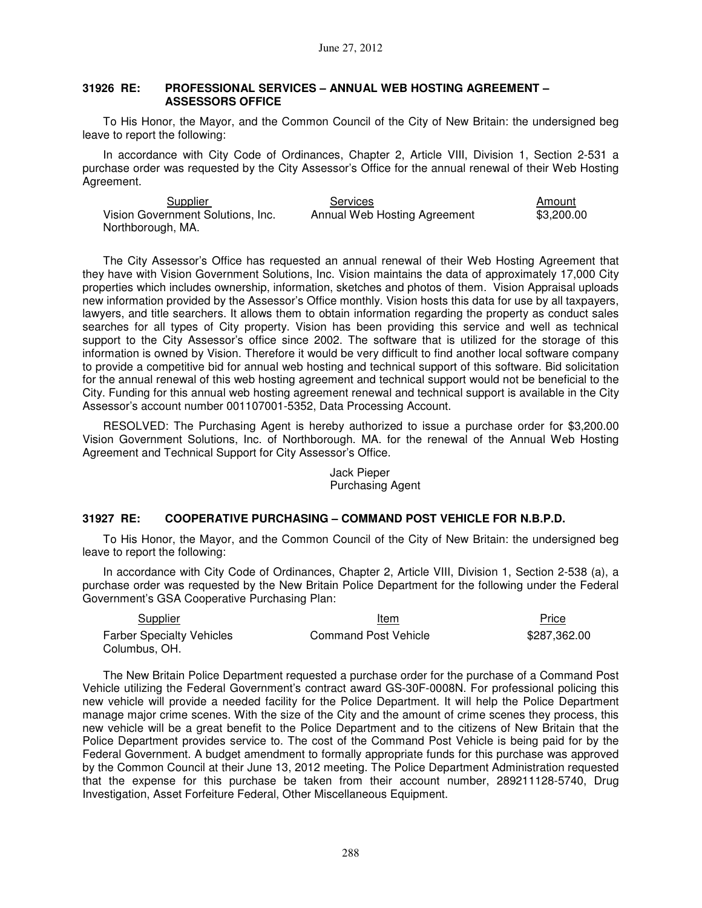### 31926 RE: PROFESSIONAL SERVICES – ANNUAL WEB HOSTING AGREEMENT – ASSESSORS OFFICE

To His Honor, the Mayor, and the Common Council of the City of New Britain: the undersigned beg leave to report the following:

In accordance with City Code of Ordinances, Chapter 2, Article VIII, Division 1, Section 2-531 a purchase order was requested by the City Assessor's Office for the annual renewal of their Web Hosting Agreement.

| Supplier | Services | Amount |
|---|---|---|
| Vision Government Solutions, Inc. Northborough, MA. | Annual Web Hosting Agreement | $3,200.00 |

The City Assessor's Office has requested an annual renewal of their Web Hosting Agreement that they have with Vision Government Solutions, Inc. Vision maintains the data of approximately 17,000 City properties which includes ownership, information, sketches and photos of them. Vision Appraisal uploads new information provided by the Assessor's Office monthly. Vision hosts this data for use by all taxpayers, lawyers, and title searchers. It allows them to obtain information regarding the property as conduct sales searches for all types of City property. Vision has been providing this service and well as technical support to the City Assessor's office since 2002. The software that is utilized for the storage of this information is owned by Vision. Therefore it would be very difficult to find another local software company to provide a competitive bid for annual web hosting and technical support of this software. Bid solicitation for the annual renewal of this web hosting agreement and technical support would not be beneficial to the City. Funding for this annual web hosting agreement renewal and technical support is available in the City Assessor's account number 001107001-5352, Data Processing Account.

RESOLVED: The Purchasing Agent is hereby authorized to issue a purchase order for $3,200.00 Vision Government Solutions, Inc. of Northborough. MA. for the renewal of the Annual Web Hosting Agreement and Technical Support for City Assessor's Office.

Jack Pieper
Purchasing Agent

### 31927 RE: COOPERATIVE PURCHASING – COMMAND POST VEHICLE FOR N.B.P.D.

To His Honor, the Mayor, and the Common Council of the City of New Britain: the undersigned beg leave to report the following:

In accordance with City Code of Ordinances, Chapter 2, Article VIII, Division 1, Section 2-538 (a), a purchase order was requested by the New Britain Police Department for the following under the Federal Government's GSA Cooperative Purchasing Plan:

| Supplier | Item | Price |
|---|---|---|
| Farber Specialty Vehicles Columbus, OH. | Command Post Vehicle | $287,362.00 |

The New Britain Police Department requested a purchase order for the purchase of a Command Post Vehicle utilizing the Federal Government's contract award GS-30F-0008N. For professional policing this new vehicle will provide a needed facility for the Police Department. It will help the Police Department manage major crime scenes. With the size of the City and the amount of crime scenes they process, this new vehicle will be a great benefit to the Police Department and to the citizens of New Britain that the Police Department provides service to. The cost of the Command Post Vehicle is being paid for by the Federal Government. A budget amendment to formally appropriate funds for this purchase was approved by the Common Council at their June 13, 2012 meeting. The Police Department Administration requested that the expense for this purchase be taken from their account number, 289211128-5740, Drug Investigation, Asset Forfeiture Federal, Other Miscellaneous Equipment.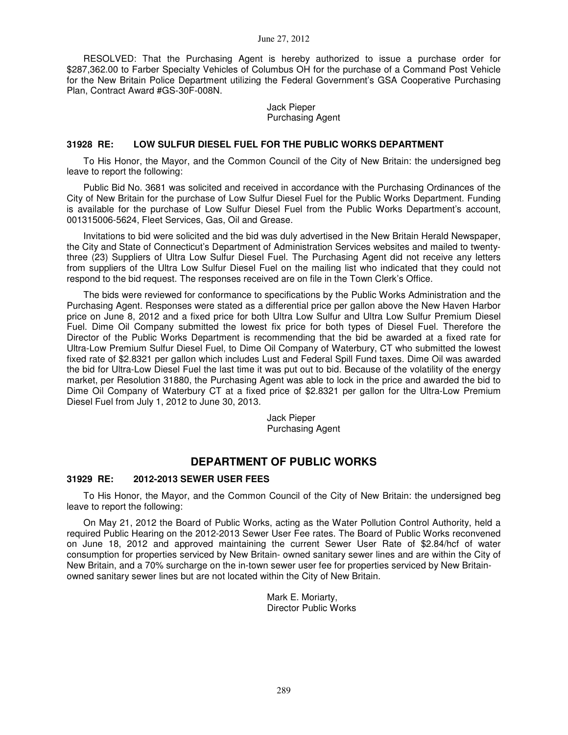RESOLVED: That the Purchasing Agent is hereby authorized to issue a purchase order for $287,362.00 to Farber Specialty Vehicles of Columbus OH for the purchase of a Command Post Vehicle for the New Britain Police Department utilizing the Federal Government's GSA Cooperative Purchasing Plan, Contract Award #GS-30F-008N.

Jack Pieper
Purchasing Agent

### 31928 RE: LOW SULFUR DIESEL FUEL FOR THE PUBLIC WORKS DEPARTMENT

To His Honor, the Mayor, and the Common Council of the City of New Britain: the undersigned beg leave to report the following:

Public Bid No. 3681 was solicited and received in accordance with the Purchasing Ordinances of the City of New Britain for the purchase of Low Sulfur Diesel Fuel for the Public Works Department. Funding is available for the purchase of Low Sulfur Diesel Fuel from the Public Works Department's account, 001315006-5624, Fleet Services, Gas, Oil and Grease.

Invitations to bid were solicited and the bid was duly advertised in the New Britain Herald Newspaper, the City and State of Connecticut's Department of Administration Services websites and mailed to twenty-three (23) Suppliers of Ultra Low Sulfur Diesel Fuel. The Purchasing Agent did not receive any letters from suppliers of the Ultra Low Sulfur Diesel Fuel on the mailing list who indicated that they could not respond to the bid request. The responses received are on file in the Town Clerk's Office.

The bids were reviewed for conformance to specifications by the Public Works Administration and the Purchasing Agent. Responses were stated as a differential price per gallon above the New Haven Harbor price on June 8, 2012 and a fixed price for both Ultra Low Sulfur and Ultra Low Sulfur Premium Diesel Fuel. Dime Oil Company submitted the lowest fix price for both types of Diesel Fuel. Therefore the Director of the Public Works Department is recommending that the bid be awarded at a fixed rate for Ultra-Low Premium Sulfur Diesel Fuel, to Dime Oil Company of Waterbury, CT who submitted the lowest fixed rate of $2.8321 per gallon which includes Lust and Federal Spill Fund taxes. Dime Oil was awarded the bid for Ultra-Low Diesel Fuel the last time it was put out to bid. Because of the volatility of the energy market, per Resolution 31880, the Purchasing Agent was able to lock in the price and awarded the bid to Dime Oil Company of Waterbury CT at a fixed price of $2.8321 per gallon for the Ultra-Low Premium Diesel Fuel from July 1, 2012 to June 30, 2013.

Jack Pieper
Purchasing Agent

## DEPARTMENT OF PUBLIC WORKS

### 31929 RE: 2012-2013 SEWER USER FEES

To His Honor, the Mayor, and the Common Council of the City of New Britain: the undersigned beg leave to report the following:

On May 21, 2012 the Board of Public Works, acting as the Water Pollution Control Authority, held a required Public Hearing on the 2012-2013 Sewer User Fee rates. The Board of Public Works reconvened on June 18, 2012 and approved maintaining the current Sewer User Rate of $2.84/hcf of water consumption for properties serviced by New Britain- owned sanitary sewer lines and are within the City of New Britain, and a 70% surcharge on the in-town sewer user fee for properties serviced by New Britain-owned sanitary sewer lines but are not located within the City of New Britain.

Mark E. Moriarty,
Director Public Works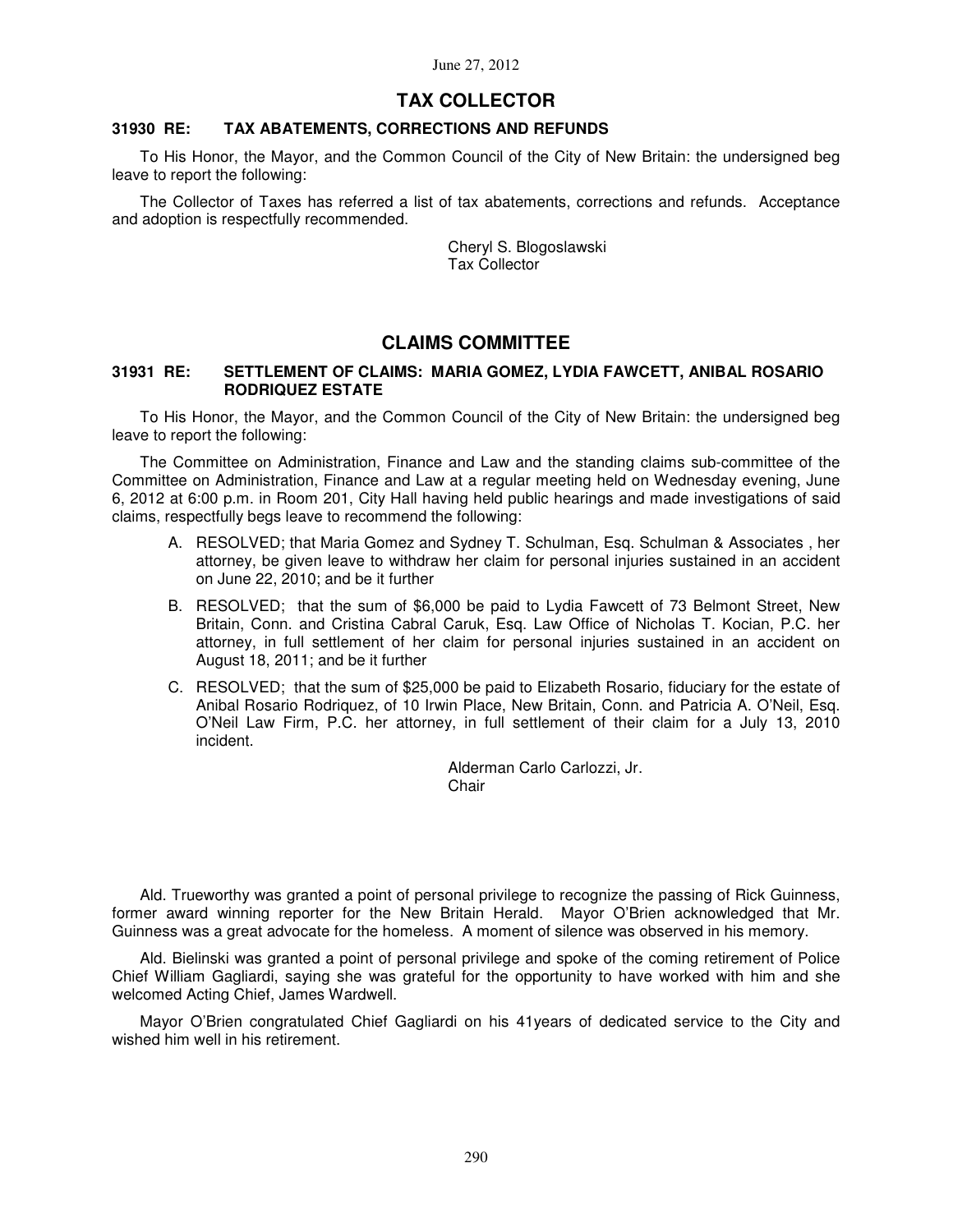## TAX COLLECTOR

### 31930 RE: TAX ABATEMENTS, CORRECTIONS AND REFUNDS

To His Honor, the Mayor, and the Common Council of the City of New Britain: the undersigned beg leave to report the following:

The Collector of Taxes has referred a list of tax abatements, corrections and refunds. Acceptance and adoption is respectfully recommended.

Cheryl S. Blogoslawski
Tax Collector

## CLAIMS COMMITTEE

### 31931 RE: SETTLEMENT OF CLAIMS: MARIA GOMEZ, LYDIA FAWCETT, ANIBAL ROSARIO RODRIQUEZ ESTATE

To His Honor, the Mayor, and the Common Council of the City of New Britain: the undersigned beg leave to report the following:

The Committee on Administration, Finance and Law and the standing claims sub-committee of the Committee on Administration, Finance and Law at a regular meeting held on Wednesday evening, June 6, 2012 at 6:00 p.m. in Room 201, City Hall having held public hearings and made investigations of said claims, respectfully begs leave to recommend the following:

A. RESOLVED; that Maria Gomez and Sydney T. Schulman, Esq. Schulman & Associates , her attorney, be given leave to withdraw her claim for personal injuries sustained in an accident on June 22, 2010; and be it further

B. RESOLVED; that the sum of $6,000 be paid to Lydia Fawcett of 73 Belmont Street, New Britain, Conn. and Cristina Cabral Caruk, Esq. Law Office of Nicholas T. Kocian, P.C. her attorney, in full settlement of her claim for personal injuries sustained in an accident on August 18, 2011; and be it further

C. RESOLVED; that the sum of $25,000 be paid to Elizabeth Rosario, fiduciary for the estate of Anibal Rosario Rodriquez, of 10 Irwin Place, New Britain, Conn. and Patricia A. O'Neil, Esq. O'Neil Law Firm, P.C. her attorney, in full settlement of their claim for a July 13, 2010 incident.

Alderman Carlo Carlozzi, Jr.
Chair

Ald. Trueworthy was granted a point of personal privilege to recognize the passing of Rick Guinness, former award winning reporter for the New Britain Herald. Mayor O'Brien acknowledged that Mr. Guinness was a great advocate for the homeless. A moment of silence was observed in his memory.

Ald. Bielinski was granted a point of personal privilege and spoke of the coming retirement of Police Chief William Gagliardi, saying she was grateful for the opportunity to have worked with him and she welcomed Acting Chief, James Wardwell.

Mayor O'Brien congratulated Chief Gagliardi on his 41years of dedicated service to the City and wished him well in his retirement.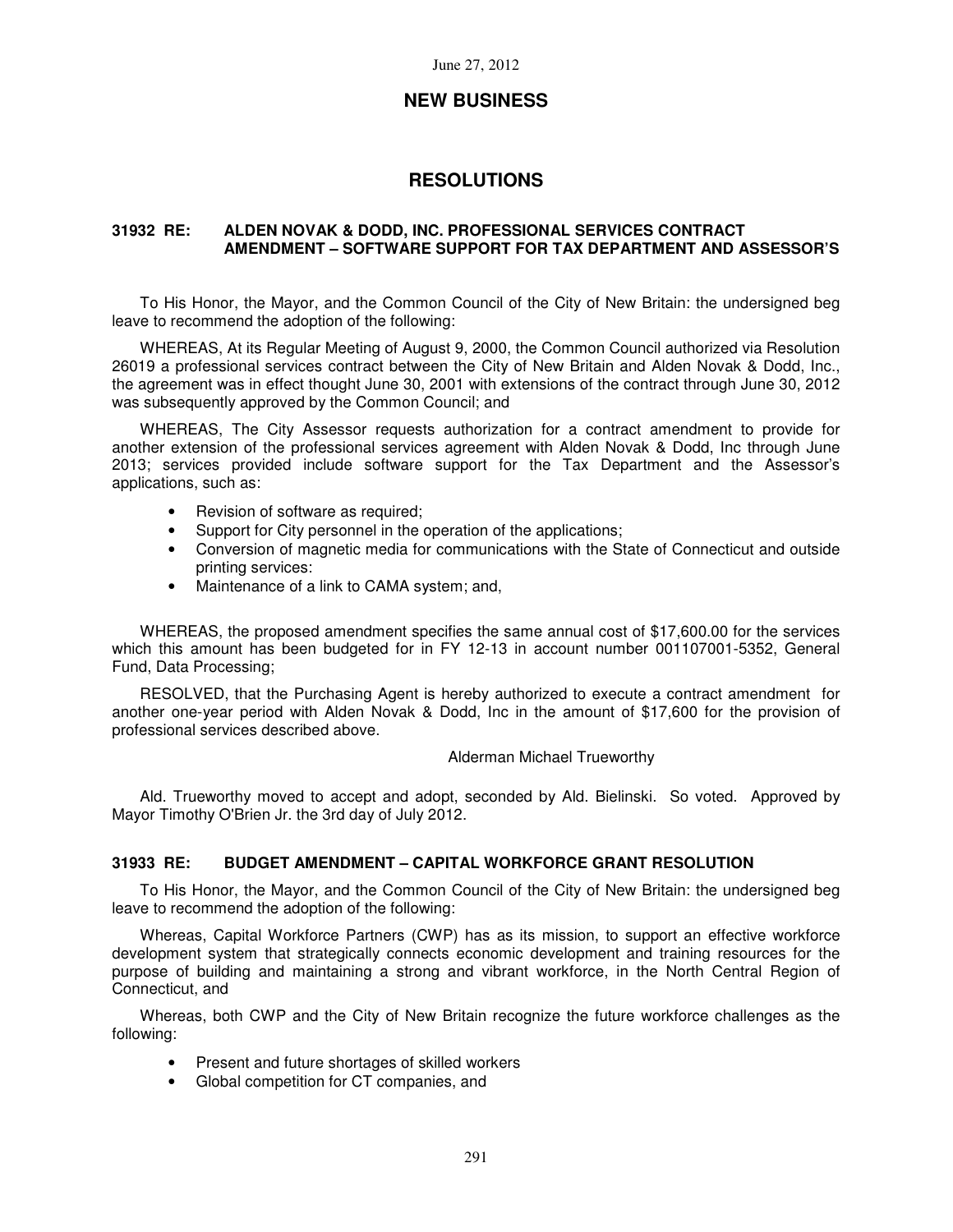June 27, 2012

# NEW BUSINESS

# RESOLUTIONS

### 31932 RE: ALDEN NOVAK & DODD, INC. PROFESSIONAL SERVICES CONTRACT AMENDMENT – SOFTWARE SUPPORT FOR TAX DEPARTMENT AND ASSESSOR'S

To His Honor, the Mayor, and the Common Council of the City of New Britain: the undersigned beg leave to recommend the adoption of the following:

WHEREAS, At its Regular Meeting of August 9, 2000, the Common Council authorized via Resolution 26019 a professional services contract between the City of New Britain and Alden Novak & Dodd, Inc., the agreement was in effect thought June 30, 2001 with extensions of the contract through June 30, 2012 was subsequently approved by the Common Council; and

WHEREAS, The City Assessor requests authorization for a contract amendment to provide for another extension of the professional services agreement with Alden Novak & Dodd, Inc through June 2013; services provided include software support for the Tax Department and the Assessor's applications, such as:

- Revision of software as required;
- Support for City personnel in the operation of the applications;
- Conversion of magnetic media for communications with the State of Connecticut and outside printing services:
- Maintenance of a link to CAMA system; and,

WHEREAS, the proposed amendment specifies the same annual cost of $17,600.00 for the services which this amount has been budgeted for in FY 12-13 in account number 001107001-5352, General Fund, Data Processing;

RESOLVED, that the Purchasing Agent is hereby authorized to execute a contract amendment for another one-year period with Alden Novak & Dodd, Inc in the amount of $17,600 for the provision of professional services described above.

Alderman Michael Trueworthy

Ald. Trueworthy moved to accept and adopt, seconded by Ald. Bielinski. So voted. Approved by Mayor Timothy O'Brien Jr. the 3rd day of July 2012.

### 31933 RE: BUDGET AMENDMENT – CAPITAL WORKFORCE GRANT RESOLUTION

To His Honor, the Mayor, and the Common Council of the City of New Britain: the undersigned beg leave to recommend the adoption of the following:

Whereas, Capital Workforce Partners (CWP) has as its mission, to support an effective workforce development system that strategically connects economic development and training resources for the purpose of building and maintaining a strong and vibrant workforce, in the North Central Region of Connecticut, and

Whereas, both CWP and the City of New Britain recognize the future workforce challenges as the following:

- Present and future shortages of skilled workers
- Global competition for CT companies, and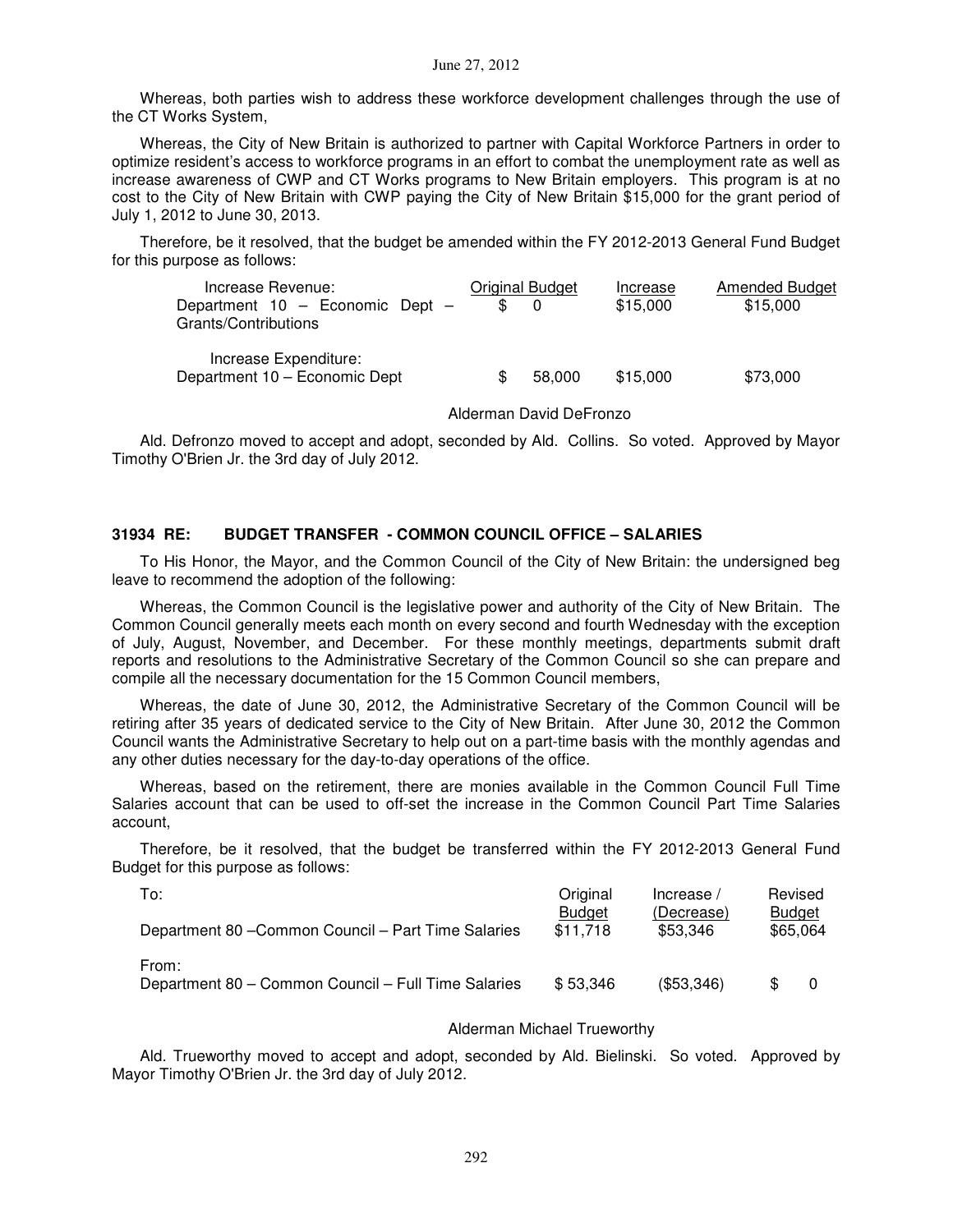Whereas, both parties wish to address these workforce development challenges through the use of the CT Works System,

Whereas, the City of New Britain is authorized to partner with Capital Workforce Partners in order to optimize resident's access to workforce programs in an effort to combat the unemployment rate as well as increase awareness of CWP and CT Works programs to New Britain employers. This program is at no cost to the City of New Britain with CWP paying the City of New Britain $15,000 for the grant period of July 1, 2012 to June 30, 2013.

Therefore, be it resolved, that the budget be amended within the FY 2012-2013 General Fund Budget for this purpose as follows:

| Increase Revenue: | Original Budget | Increase | Amended Budget |
|---|---|---|---|
| Department 10 – Economic Dept – Grants/Contributions | $ 0 | $15,000 | $15,000 |
| Increase Expenditure: | | | |
| Department 10 – Economic Dept | $ 58,000 | $15,000 | $73,000 |

Alderman David DeFronzo

Ald. Defronzo moved to accept and adopt, seconded by Ald. Collins. So voted. Approved by Mayor Timothy O'Brien Jr. the 3rd day of July 2012.

**31934 RE: BUDGET TRANSFER - COMMON COUNCIL OFFICE – SALARIES**

To His Honor, the Mayor, and the Common Council of the City of New Britain: the undersigned beg leave to recommend the adoption of the following:

Whereas, the Common Council is the legislative power and authority of the City of New Britain. The Common Council generally meets each month on every second and fourth Wednesday with the exception of July, August, November, and December. For these monthly meetings, departments submit draft reports and resolutions to the Administrative Secretary of the Common Council so she can prepare and compile all the necessary documentation for the 15 Common Council members,

Whereas, the date of June 30, 2012, the Administrative Secretary of the Common Council will be retiring after 35 years of dedicated service to the City of New Britain. After June 30, 2012 the Common Council wants the Administrative Secretary to help out on a part-time basis with the monthly agendas and any other duties necessary for the day-to-day operations of the office.

Whereas, based on the retirement, there are monies available in the Common Council Full Time Salaries account that can be used to off-set the increase in the Common Council Part Time Salaries account,

Therefore, be it resolved, that the budget be transferred within the FY 2012-2013 General Fund Budget for this purpose as follows:

| To: | Original Budget | Increase / (Decrease) | Revised Budget |
|---|---|---|---|
| Department 80 –Common Council – Part Time Salaries | $11,718 | $53,346 | $65,064 |
| From: | | | |
| Department 80 – Common Council – Full Time Salaries | $ 53,346 | ($53,346) | $ 0 |

Alderman Michael Trueworthy

Ald. Trueworthy moved to accept and adopt, seconded by Ald. Bielinski. So voted. Approved by Mayor Timothy O'Brien Jr. the 3rd day of July 2012.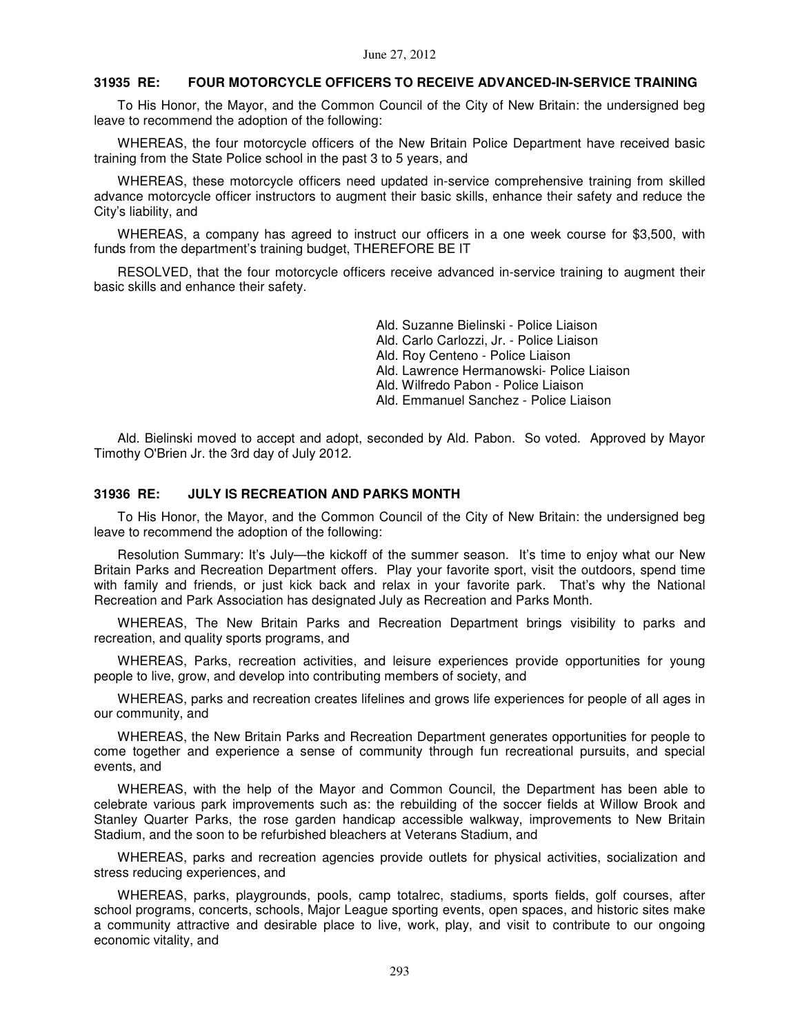### 31935 RE: FOUR MOTORCYCLE OFFICERS TO RECEIVE ADVANCED-IN-SERVICE TRAINING

To His Honor, the Mayor, and the Common Council of the City of New Britain: the undersigned beg leave to recommend the adoption of the following:

WHEREAS, the four motorcycle officers of the New Britain Police Department have received basic training from the State Police school in the past 3 to 5 years, and

WHEREAS, these motorcycle officers need updated in-service comprehensive training from skilled advance motorcycle officer instructors to augment their basic skills, enhance their safety and reduce the City's liability, and

WHEREAS, a company has agreed to instruct our officers in a one week course for $3,500, with funds from the department's training budget, THEREFORE BE IT

RESOLVED, that the four motorcycle officers receive advanced in-service training to augment their basic skills and enhance their safety.

Ald. Suzanne Bielinski - Police Liaison
Ald. Carlo Carlozzi, Jr. - Police Liaison
Ald. Roy Centeno - Police Liaison
Ald. Lawrence Hermanowski- Police Liaison
Ald. Wilfredo Pabon - Police Liaison
Ald. Emmanuel Sanchez - Police Liaison

Ald. Bielinski moved to accept and adopt, seconded by Ald. Pabon. So voted. Approved by Mayor Timothy O'Brien Jr. the 3rd day of July 2012.

### 31936 RE: JULY IS RECREATION AND PARKS MONTH

To His Honor, the Mayor, and the Common Council of the City of New Britain: the undersigned beg leave to recommend the adoption of the following:

Resolution Summary: It's July—the kickoff of the summer season. It's time to enjoy what our New Britain Parks and Recreation Department offers. Play your favorite sport, visit the outdoors, spend time with family and friends, or just kick back and relax in your favorite park. That's why the National Recreation and Park Association has designated July as Recreation and Parks Month.

WHEREAS, The New Britain Parks and Recreation Department brings visibility to parks and recreation, and quality sports programs, and

WHEREAS, Parks, recreation activities, and leisure experiences provide opportunities for young people to live, grow, and develop into contributing members of society, and

WHEREAS, parks and recreation creates lifelines and grows life experiences for people of all ages in our community, and

WHEREAS, the New Britain Parks and Recreation Department generates opportunities for people to come together and experience a sense of community through fun recreational pursuits, and special events, and

WHEREAS, with the help of the Mayor and Common Council, the Department has been able to celebrate various park improvements such as: the rebuilding of the soccer fields at Willow Brook and Stanley Quarter Parks, the rose garden handicap accessible walkway, improvements to New Britain Stadium, and the soon to be refurbished bleachers at Veterans Stadium, and

WHEREAS, parks and recreation agencies provide outlets for physical activities, socialization and stress reducing experiences, and

WHEREAS, parks, playgrounds, pools, camp totalrec, stadiums, sports fields, golf courses, after school programs, concerts, schools, Major League sporting events, open spaces, and historic sites make a community attractive and desirable place to live, work, play, and visit to contribute to our ongoing economic vitality, and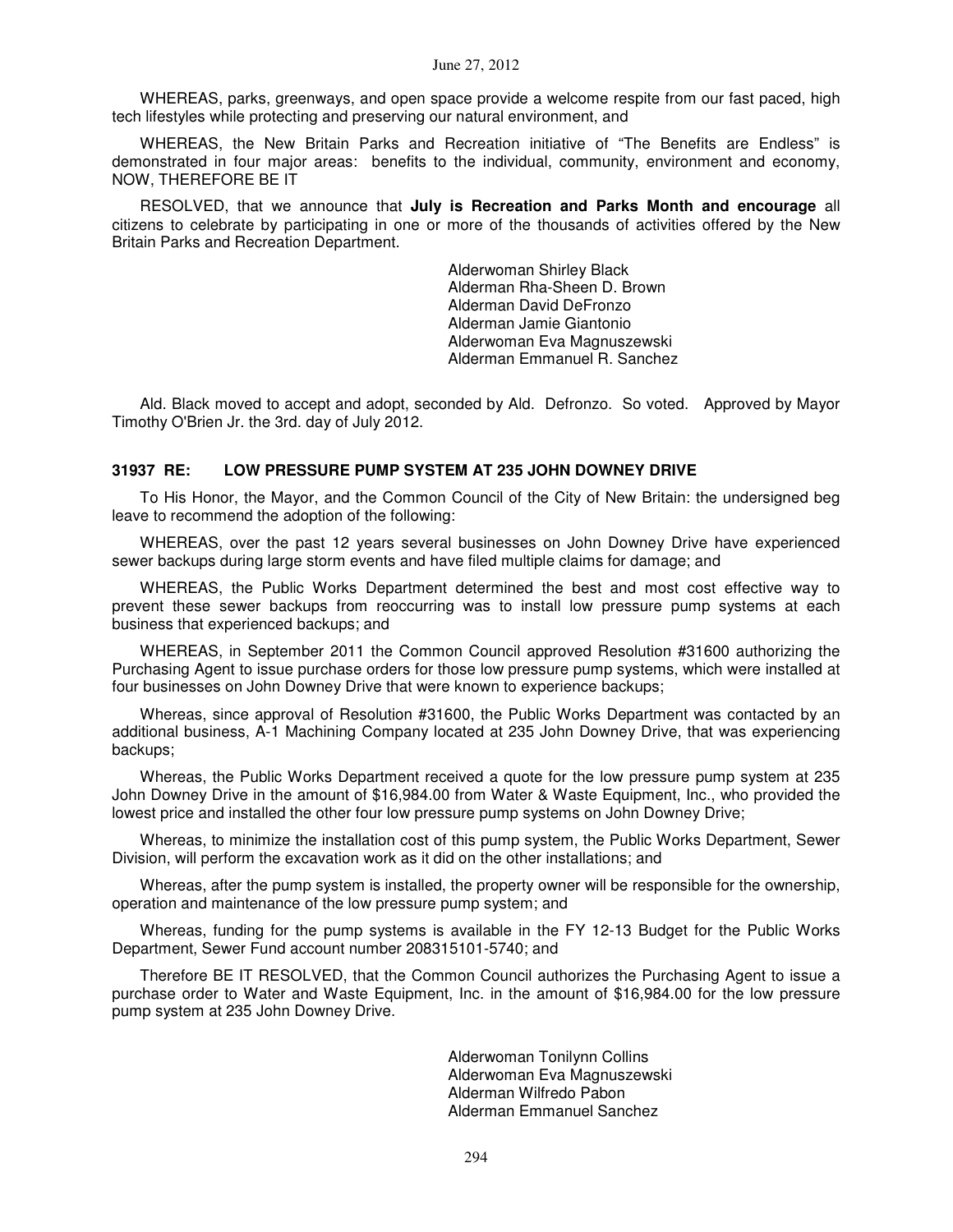WHEREAS, parks, greenways, and open space provide a welcome respite from our fast paced, high tech lifestyles while protecting and preserving our natural environment, and

WHEREAS, the New Britain Parks and Recreation initiative of "The Benefits are Endless" is demonstrated in four major areas: benefits to the individual, community, environment and economy, NOW, THEREFORE BE IT

RESOLVED, that we announce that **July is Recreation and Parks Month and encourage** all citizens to celebrate by participating in one or more of the thousands of activities offered by the New Britain Parks and Recreation Department.

Alderwoman Shirley Black
Alderman Rha-Sheen D. Brown
Alderman David DeFronzo
Alderman Jamie Giantonio
Alderwoman Eva Magnuszewski
Alderman Emmanuel R. Sanchez

Ald. Black moved to accept and adopt, seconded by Ald. Defronzo. So voted. Approved by Mayor Timothy O'Brien Jr. the 3rd. day of July 2012.

### 31937 RE: LOW PRESSURE PUMP SYSTEM AT 235 JOHN DOWNEY DRIVE

To His Honor, the Mayor, and the Common Council of the City of New Britain: the undersigned beg leave to recommend the adoption of the following:

WHEREAS, over the past 12 years several businesses on John Downey Drive have experienced sewer backups during large storm events and have filed multiple claims for damage; and

WHEREAS, the Public Works Department determined the best and most cost effective way to prevent these sewer backups from reoccurring was to install low pressure pump systems at each business that experienced backups; and

WHEREAS, in September 2011 the Common Council approved Resolution #31600 authorizing the Purchasing Agent to issue purchase orders for those low pressure pump systems, which were installed at four businesses on John Downey Drive that were known to experience backups;

Whereas, since approval of Resolution #31600, the Public Works Department was contacted by an additional business, A-1 Machining Company located at 235 John Downey Drive, that was experiencing backups;

Whereas, the Public Works Department received a quote for the low pressure pump system at 235 John Downey Drive in the amount of $16,984.00 from Water & Waste Equipment, Inc., who provided the lowest price and installed the other four low pressure pump systems on John Downey Drive;

Whereas, to minimize the installation cost of this pump system, the Public Works Department, Sewer Division, will perform the excavation work as it did on the other installations; and

Whereas, after the pump system is installed, the property owner will be responsible for the ownership, operation and maintenance of the low pressure pump system; and

Whereas, funding for the pump systems is available in the FY 12-13 Budget for the Public Works Department, Sewer Fund account number 208315101-5740; and

Therefore BE IT RESOLVED, that the Common Council authorizes the Purchasing Agent to issue a purchase order to Water and Waste Equipment, Inc. in the amount of $16,984.00 for the low pressure pump system at 235 John Downey Drive.

Alderwoman Tonilynn Collins
Alderwoman Eva Magnuszewski
Alderman Wilfredo Pabon
Alderman Emmanuel Sanchez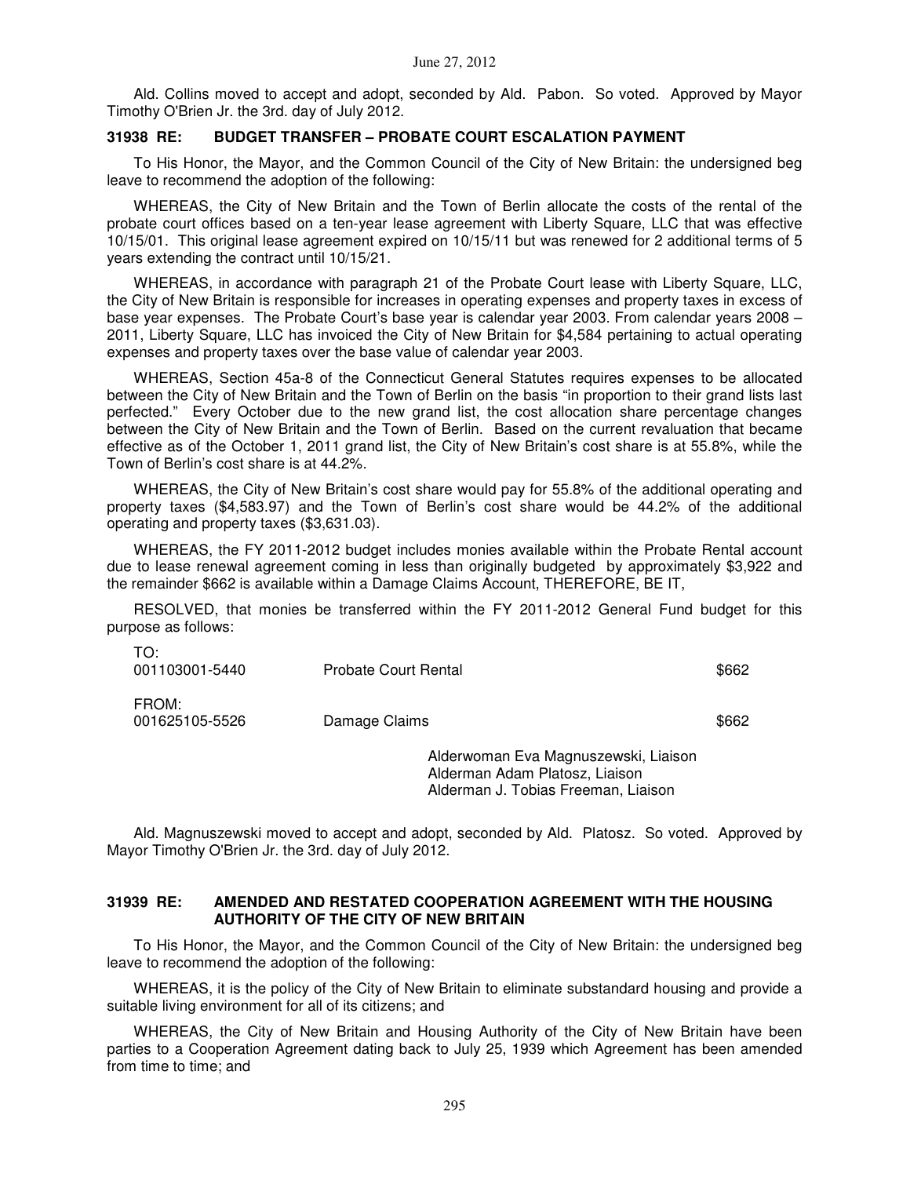Ald. Collins moved to accept and adopt, seconded by Ald. Pabon. So voted. Approved by Mayor Timothy O'Brien Jr. the 3rd. day of July 2012.

### 31938 RE: BUDGET TRANSFER – PROBATE COURT ESCALATION PAYMENT

To His Honor, the Mayor, and the Common Council of the City of New Britain: the undersigned beg leave to recommend the adoption of the following:

WHEREAS, the City of New Britain and the Town of Berlin allocate the costs of the rental of the probate court offices based on a ten-year lease agreement with Liberty Square, LLC that was effective 10/15/01. This original lease agreement expired on 10/15/11 but was renewed for 2 additional terms of 5 years extending the contract until 10/15/21.

WHEREAS, in accordance with paragraph 21 of the Probate Court lease with Liberty Square, LLC, the City of New Britain is responsible for increases in operating expenses and property taxes in excess of base year expenses. The Probate Court's base year is calendar year 2003. From calendar years 2008 – 2011, Liberty Square, LLC has invoiced the City of New Britain for $4,584 pertaining to actual operating expenses and property taxes over the base value of calendar year 2003.

WHEREAS, Section 45a-8 of the Connecticut General Statutes requires expenses to be allocated between the City of New Britain and the Town of Berlin on the basis "in proportion to their grand lists last perfected." Every October due to the new grand list, the cost allocation share percentage changes between the City of New Britain and the Town of Berlin. Based on the current revaluation that became effective as of the October 1, 2011 grand list, the City of New Britain's cost share is at 55.8%, while the Town of Berlin's cost share is at 44.2%.

WHEREAS, the City of New Britain's cost share would pay for 55.8% of the additional operating and property taxes ($4,583.97) and the Town of Berlin's cost share would be 44.2% of the additional operating and property taxes ($3,631.03).

WHEREAS, the FY 2011-2012 budget includes monies available within the Probate Rental account due to lease renewal agreement coming in less than originally budgeted by approximately $3,922 and the remainder $662 is available within a Damage Claims Account, THEREFORE, BE IT,

RESOLVED, that monies be transferred within the FY 2011-2012 General Fund budget for this purpose as follows:

| | | |
|---|---|---|
| TO: | | |
| 001103001-5440 | Probate Court Rental | $662 |
| FROM: | | |
| 001625105-5526 | Damage Claims | $662 |

Alderwoman Eva Magnuszewski, Liaison
Alderman Adam Platosz, Liaison
Alderman J. Tobias Freeman, Liaison

Ald. Magnuszewski moved to accept and adopt, seconded by Ald. Platosz. So voted. Approved by Mayor Timothy O'Brien Jr. the 3rd. day of July 2012.

### 31939 RE: AMENDED AND RESTATED COOPERATION AGREEMENT WITH THE HOUSING AUTHORITY OF THE CITY OF NEW BRITAIN

To His Honor, the Mayor, and the Common Council of the City of New Britain: the undersigned beg leave to recommend the adoption of the following:

WHEREAS, it is the policy of the City of New Britain to eliminate substandard housing and provide a suitable living environment for all of its citizens; and

WHEREAS, the City of New Britain and Housing Authority of the City of New Britain have been parties to a Cooperation Agreement dating back to July 25, 1939 which Agreement has been amended from time to time; and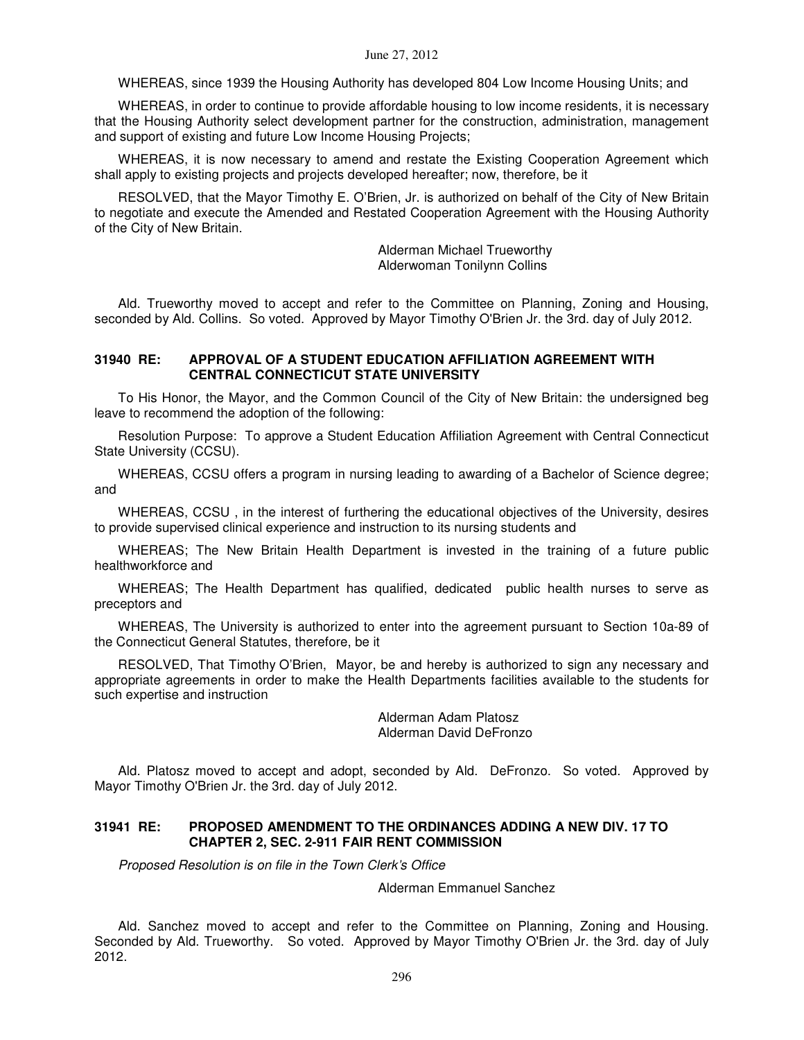WHEREAS, since 1939 the Housing Authority has developed 804 Low Income Housing Units; and

WHEREAS, in order to continue to provide affordable housing to low income residents, it is necessary that the Housing Authority select development partner for the construction, administration, management and support of existing and future Low Income Housing Projects;

WHEREAS, it is now necessary to amend and restate the Existing Cooperation Agreement which shall apply to existing projects and projects developed hereafter; now, therefore, be it

RESOLVED, that the Mayor Timothy E. O'Brien, Jr. is authorized on behalf of the City of New Britain to negotiate and execute the Amended and Restated Cooperation Agreement with the Housing Authority of the City of New Britain.

Alderman Michael Trueworthy
Alderwoman Tonilynn Collins

Ald. Trueworthy moved to accept and refer to the Committee on Planning, Zoning and Housing, seconded by Ald. Collins. So voted. Approved by Mayor Timothy O'Brien Jr. the 3rd. day of July 2012.

**31940 RE: APPROVAL OF A STUDENT EDUCATION AFFILIATION AGREEMENT WITH CENTRAL CONNECTICUT STATE UNIVERSITY**

To His Honor, the Mayor, and the Common Council of the City of New Britain: the undersigned beg leave to recommend the adoption of the following:

Resolution Purpose: To approve a Student Education Affiliation Agreement with Central Connecticut State University (CCSU).

WHEREAS, CCSU offers a program in nursing leading to awarding of a Bachelor of Science degree; and

WHEREAS, CCSU , in the interest of furthering the educational objectives of the University, desires to provide supervised clinical experience and instruction to its nursing students and

WHEREAS; The New Britain Health Department is invested in the training of a future public healthworkforce and

WHEREAS; The Health Department has qualified, dedicated public health nurses to serve as preceptors and

WHEREAS, The University is authorized to enter into the agreement pursuant to Section 10a-89 of the Connecticut General Statutes, therefore, be it

RESOLVED, That Timothy O'Brien, Mayor, be and hereby is authorized to sign any necessary and appropriate agreements in order to make the Health Departments facilities available to the students for such expertise and instruction

Alderman Adam Platosz
Alderman David DeFronzo

Ald. Platosz moved to accept and adopt, seconded by Ald. DeFronzo. So voted. Approved by Mayor Timothy O'Brien Jr. the 3rd. day of July 2012.

**31941 RE: PROPOSED AMENDMENT TO THE ORDINANCES ADDING A NEW DIV. 17 TO CHAPTER 2, SEC. 2-911 FAIR RENT COMMISSION**

*Proposed Resolution is on file in the Town Clerk's Office*

Alderman Emmanuel Sanchez

Ald. Sanchez moved to accept and refer to the Committee on Planning, Zoning and Housing. Seconded by Ald. Trueworthy. So voted. Approved by Mayor Timothy O'Brien Jr. the 3rd. day of July 2012.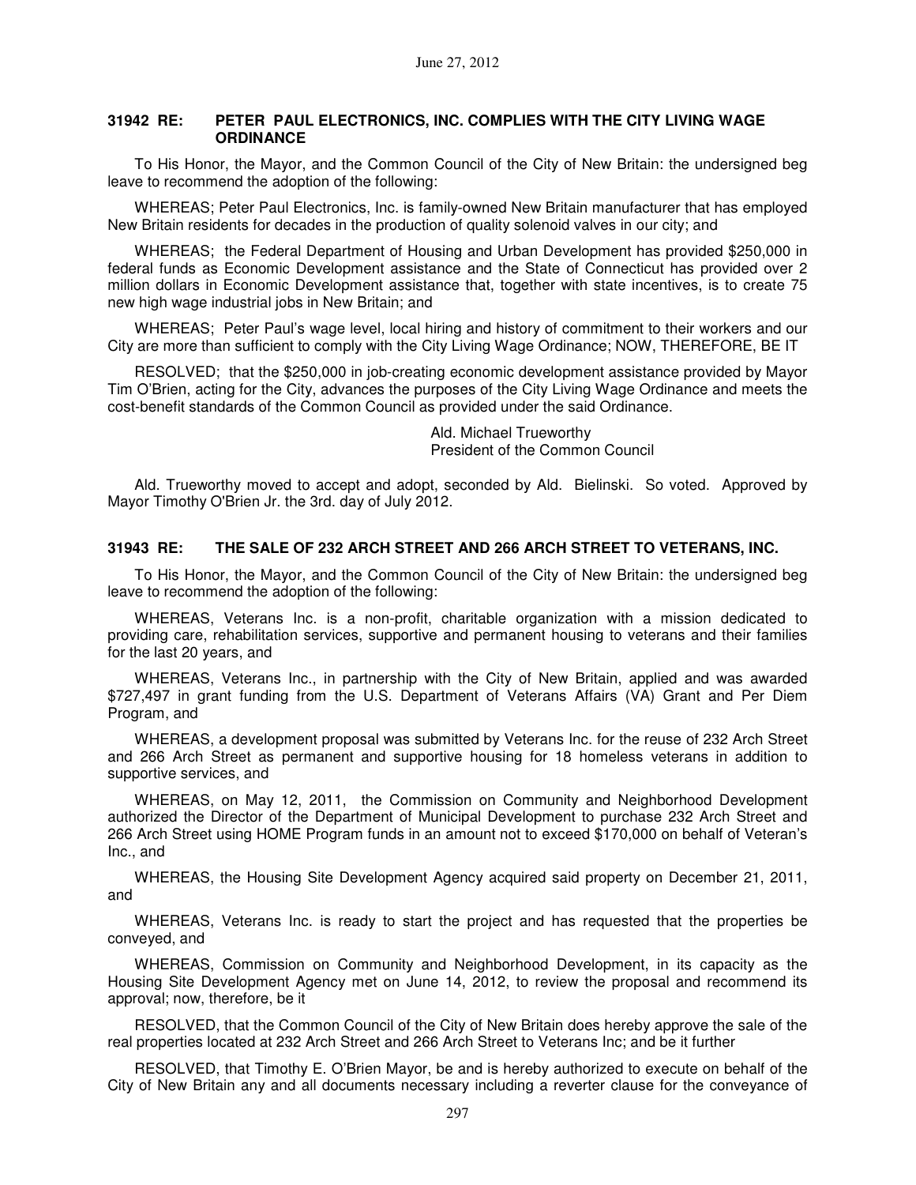### 31942 RE: PETER PAUL ELECTRONICS, INC. COMPLIES WITH THE CITY LIVING WAGE ORDINANCE

To His Honor, the Mayor, and the Common Council of the City of New Britain: the undersigned beg leave to recommend the adoption of the following:

WHEREAS; Peter Paul Electronics, Inc. is family-owned New Britain manufacturer that has employed New Britain residents for decades in the production of quality solenoid valves in our city; and

WHEREAS; the Federal Department of Housing and Urban Development has provided $250,000 in federal funds as Economic Development assistance and the State of Connecticut has provided over 2 million dollars in Economic Development assistance that, together with state incentives, is to create 75 new high wage industrial jobs in New Britain; and

WHEREAS; Peter Paul's wage level, local hiring and history of commitment to their workers and our City are more than sufficient to comply with the City Living Wage Ordinance; NOW, THEREFORE, BE IT

RESOLVED; that the $250,000 in job-creating economic development assistance provided by Mayor Tim O'Brien, acting for the City, advances the purposes of the City Living Wage Ordinance and meets the cost-benefit standards of the Common Council as provided under the said Ordinance.

Ald. Michael Trueworthy
President of the Common Council

Ald. Trueworthy moved to accept and adopt, seconded by Ald. Bielinski. So voted. Approved by Mayor Timothy O'Brien Jr. the 3rd. day of July 2012.

### 31943 RE: THE SALE OF 232 ARCH STREET AND 266 ARCH STREET TO VETERANS, INC.

To His Honor, the Mayor, and the Common Council of the City of New Britain: the undersigned beg leave to recommend the adoption of the following:

WHEREAS, Veterans Inc. is a non-profit, charitable organization with a mission dedicated to providing care, rehabilitation services, supportive and permanent housing to veterans and their families for the last 20 years, and

WHEREAS, Veterans Inc., in partnership with the City of New Britain, applied and was awarded $727,497 in grant funding from the U.S. Department of Veterans Affairs (VA) Grant and Per Diem Program, and

WHEREAS, a development proposal was submitted by Veterans Inc. for the reuse of 232 Arch Street and 266 Arch Street as permanent and supportive housing for 18 homeless veterans in addition to supportive services, and

WHEREAS, on May 12, 2011, the Commission on Community and Neighborhood Development authorized the Director of the Department of Municipal Development to purchase 232 Arch Street and 266 Arch Street using HOME Program funds in an amount not to exceed $170,000 on behalf of Veteran's Inc., and

WHEREAS, the Housing Site Development Agency acquired said property on December 21, 2011, and

WHEREAS, Veterans Inc. is ready to start the project and has requested that the properties be conveyed, and

WHEREAS, Commission on Community and Neighborhood Development, in its capacity as the Housing Site Development Agency met on June 14, 2012, to review the proposal and recommend its approval; now, therefore, be it

RESOLVED, that the Common Council of the City of New Britain does hereby approve the sale of the real properties located at 232 Arch Street and 266 Arch Street to Veterans Inc; and be it further

RESOLVED, that Timothy E. O'Brien Mayor, be and is hereby authorized to execute on behalf of the City of New Britain any and all documents necessary including a reverter clause for the conveyance of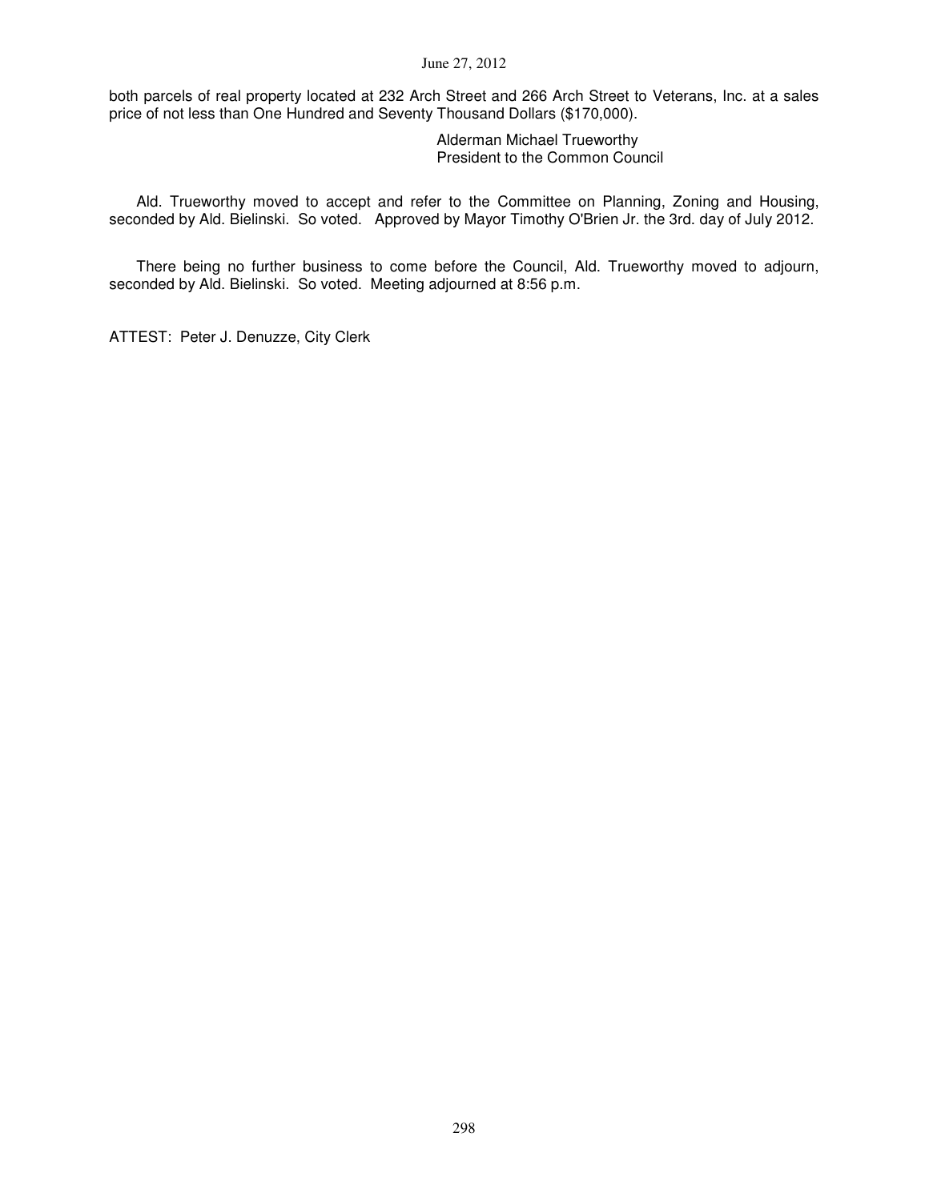both parcels of real property located at 232 Arch Street and 266 Arch Street to Veterans, Inc. at a sales price of not less than One Hundred and Seventy Thousand Dollars ($170,000).

Alderman Michael Trueworthy
President to the Common Council

Ald. Trueworthy moved to accept and refer to the Committee on Planning, Zoning and Housing, seconded by Ald. Bielinski. So voted. Approved by Mayor Timothy O'Brien Jr. the 3rd. day of July 2012.

There being no further business to come before the Council, Ald. Trueworthy moved to adjourn, seconded by Ald. Bielinski. So voted. Meeting adjourned at 8:56 p.m.

ATTEST: Peter J. Denuzze, City Clerk